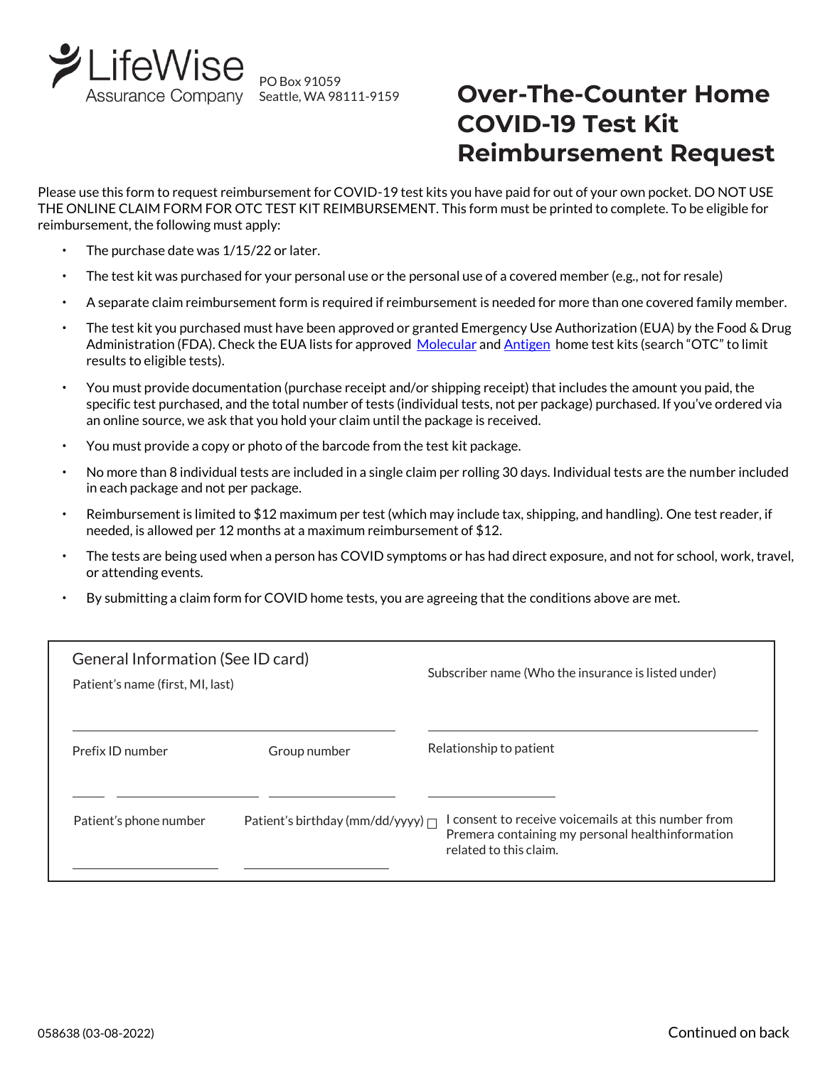LifeWise Assurance Company

PO Box 91059
Seattle, WA 98111-9159

# Over-The-Counter Home COVID-19 Test Kit Reimbursement Request

Please use this form to request reimbursement for COVID-19 test kits you have paid for out of your own pocket. DO NOT USE THE ONLINE CLAIM FORM FOR OTC TEST KIT REIMBURSEMENT. This form must be printed to complete. To be eligible for reimbursement, the following must apply:

- The purchase date was 1/15/22 or later.
- The test kit was purchased for your personal use or the personal use of a covered member (e.g., not for resale)
- A separate claim reimbursement form is required if reimbursement is needed for more than one covered family member.
- The test kit you purchased must have been approved or granted Emergency Use Authorization (EUA) by the Food & Drug Administration (FDA). Check the EUA lists for approved Molecular and Antigen home test kits (search "OTC" to limit results to eligible tests).
- You must provide documentation (purchase receipt and/or shipping receipt) that includes the amount you paid, the specific test purchased, and the total number of tests (individual tests, not per package) purchased. If you've ordered via an online source, we ask that you hold your claim until the package is received.
- You must provide a copy or photo of the barcode from the test kit package.
- No more than 8 individual tests are included in a single claim per rolling 30 days. Individual tests are the number included in each package and not per package.
- Reimbursement is limited to $12 maximum per test (which may include tax, shipping, and handling). One test reader, if needed, is allowed per 12 months at a maximum reimbursement of $12.
- The tests are being used when a person has COVID symptoms or has had direct exposure, and not for school, work, travel, or attending events.
- By submitting a claim form for COVID home tests, you are agreeing that the conditions above are met.

## General Information (See ID card)

Patient's name (first, MI, last) ______________________

Subscriber name (Who the insurance is listed under) ______________________

Prefix ID number ____ ______________ Group number ______________

Relationship to patient ______________

Patient's phone number ______________

Patient's birthday (mm/dd/yyyy) ______________

☐ I consent to receive voicemails at this number from Premera containing my personal healthinformation related to this claim.

058638 (03-08-2022)

Continued on back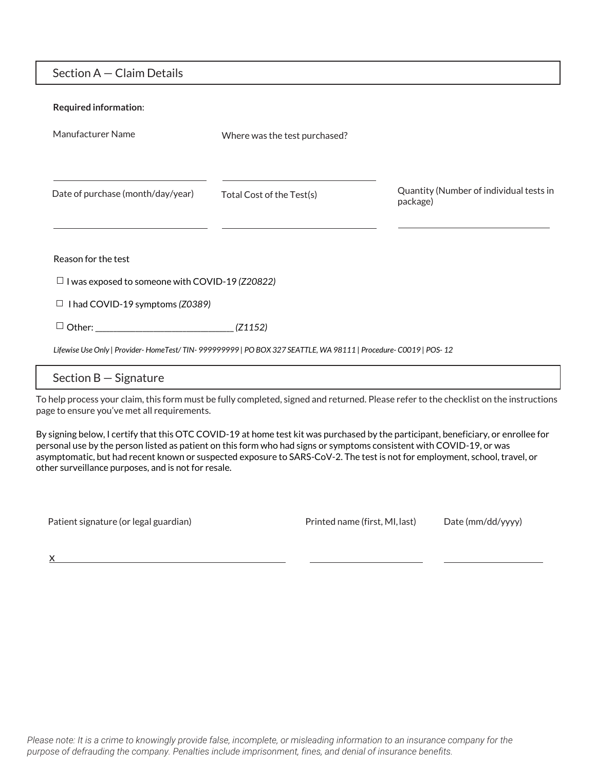## Section A — Claim Details

**Required information**:

Manufacturer Name

____________________

Where was the test purchased?

____________________

Date of purchase (month/day/year)

____________________

Total Cost of the Test(s)

____________________

Quantity (Number of individual tests in package)

____________________

Reason for the test

☐ I was exposed to someone with COVID-19 *(Z20822)*

☐ I had COVID-19 symptoms *(Z0389)*

☐ Other: ______________________________ *(Z1152)*

*Lifewise Use Only | Provider- HomeTest/ TIN- 999999999 | PO BOX 327 SEATTLE, WA 98111 | Procedure- C0019 | POS- 12*

## Section B — Signature

To help process your claim, this form must be fully completed, signed and returned. Please refer to the checklist on the instructions page to ensure you've met all requirements.

By signing below, I certify that this OTC COVID-19 at home test kit was purchased by the participant, beneficiary, or enrollee for personal use by the person listed as patient on this form who had signs or symptoms consistent with COVID-19, or was asymptomatic, but had recent known or suspected exposure to SARS-CoV-2. The test is not for employment, school, travel, or other surveillance purposes, and is not for resale.

Patient signature (or legal guardian)

x ______________________________

Printed name (first, MI, last)

____________________

Date (mm/dd/yyyy)

____________________

*Please note: It is a crime to knowingly provide false, incomplete, or misleading information to an insurance company for the purpose of defrauding the company. Penalties include imprisonment, fines, and denial of insurance benefits.*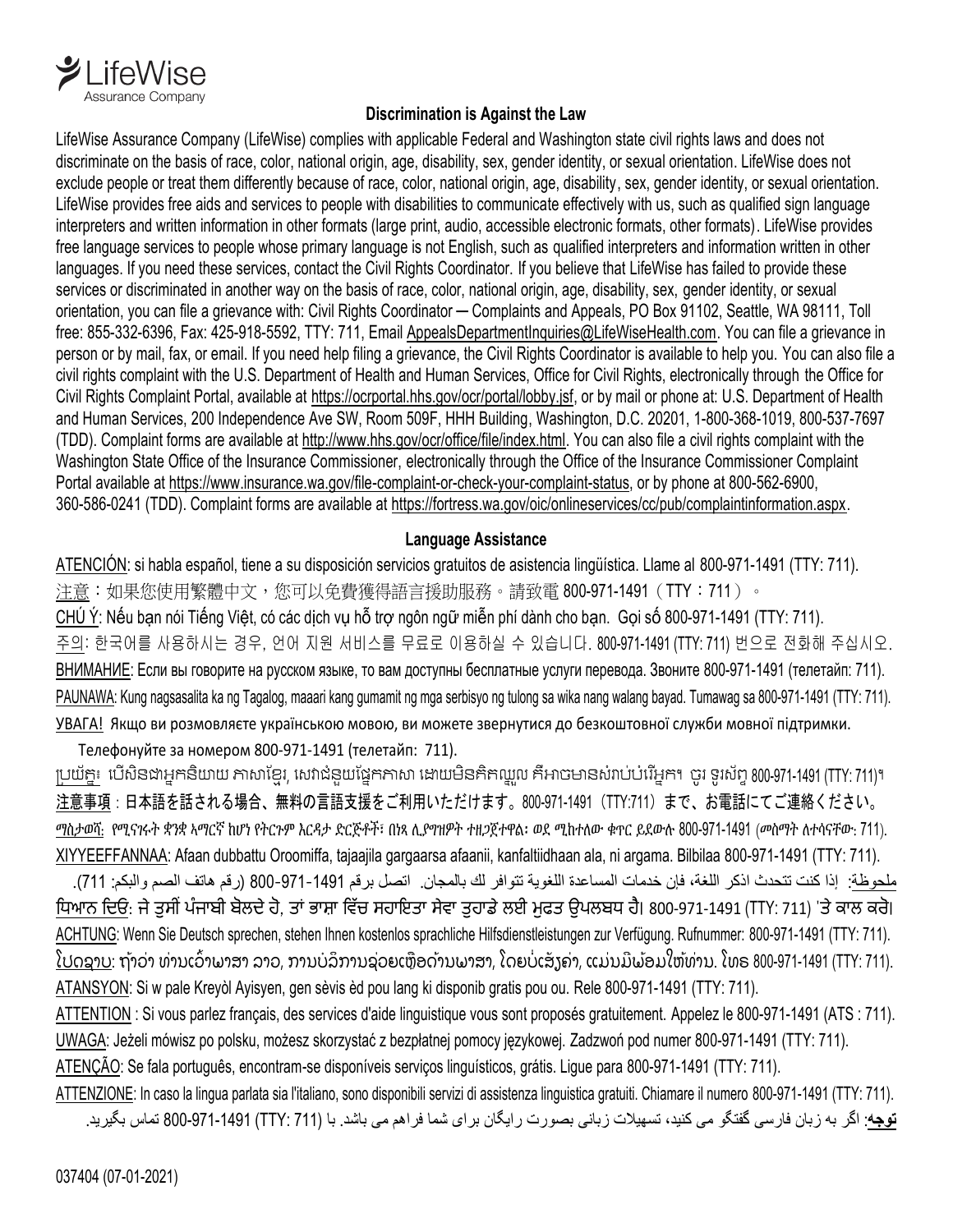LifeWise Assurance Company

## Discrimination is Against the Law

LifeWise Assurance Company (LifeWise) complies with applicable Federal and Washington state civil rights laws and does not discriminate on the basis of race, color, national origin, age, disability, sex, gender identity, or sexual orientation. LifeWise does not exclude people or treat them differently because of race, color, national origin, age, disability, sex, gender identity, or sexual orientation. LifeWise provides free aids and services to people with disabilities to communicate effectively with us, such as qualified sign language interpreters and written information in other formats (large print, audio, accessible electronic formats, other formats). LifeWise provides free language services to people whose primary language is not English, such as qualified interpreters and information written in other languages. If you need these services, contact the Civil Rights Coordinator. If you believe that LifeWise has failed to provide these services or discriminated in another way on the basis of race, color, national origin, age, disability, sex, gender identity, or sexual orientation, you can file a grievance with: Civil Rights Coordinator ─ Complaints and Appeals, PO Box 91102, Seattle, WA 98111, Toll free: 855-332-6396, Fax: 425-918-5592, TTY: 711, Email AppealsDepartmentInquiries@LifeWiseHealth.com. You can file a grievance in person or by mail, fax, or email. If you need help filing a grievance, the Civil Rights Coordinator is available to help you. You can also file a civil rights complaint with the U.S. Department of Health and Human Services, Office for Civil Rights, electronically through the Office for Civil Rights Complaint Portal, available at https://ocrportal.hhs.gov/ocr/portal/lobby.jsf, or by mail or phone at: U.S. Department of Health and Human Services, 200 Independence Ave SW, Room 509F, HHH Building, Washington, D.C. 20201, 1-800-368-1019, 800-537-7697 (TDD). Complaint forms are available at http://www.hhs.gov/ocr/office/file/index.html. You can also file a civil rights complaint with the Washington State Office of the Insurance Commissioner, electronically through the Office of the Insurance Commissioner Complaint Portal available at https://www.insurance.wa.gov/file-complaint-or-check-your-complaint-status, or by phone at 800-562-6900, 360-586-0241 (TDD). Complaint forms are available at https://fortress.wa.gov/oic/onlineservices/cc/pub/complaintinformation.aspx.

## Language Assistance

ATENCIÓN: si habla español, tiene a su disposición servicios gratuitos de asistencia lingüística. Llame al 800-971-1491 (TTY: 711).

注意：如果您使用繁體中文，您可以免費獲得語言援助服務。請致電 800-971-1491（TTY：711）。

CHÚ Ý: Nếu bạn nói Tiếng Việt, có các dịch vụ hỗ trợ ngôn ngữ miễn phí dành cho bạn. Gọi số 800-971-1491 (TTY: 711).

주의: 한국어를 사용하시는 경우, 언어 지원 서비스를 무료로 이용하실 수 있습니다. 800-971-1491 (TTY: 711) 번으로 전화해 주십시오.

ВНИМАНИЕ: Если вы говорите на русском языке, то вам доступны бесплатные услуги перевода. Звоните 800-971-1491 (телетайп: 711).

PAUNAWA: Kung nagsasalita ka ng Tagalog, maaari kang gumamit ng mga serbisyo ng tulong sa wika nang walang bayad. Tumawag sa 800-971-1491 (TTY: 711).

УВАГА! Якщо ви розмовляєте українською мовою, ви можете звернутися до безкоштовної служби мовної підтримки. Телефонуйте за номером 800-971-1491 (телетайп: 711).

ប្រយ័ត្ន៖ បើសិនជាអ្នកនិយាយ ភាសាខ្មែរ, សេវាជំនួយផ្នែកភាសា ដោយមិនគិតឈ្នួល គឺអាចមានសំរាប់បំរើអ្នក។ ចូរ ទូរស័ព្ទ 800-971-1491 (TTY: 711)។

注意事項：日本語を話される場合、無料の言語支援をご利用いただけます。800-971-1491（TTY:711）まで、お電話にてご連絡ください。

ማስታወሻ: የሚናገሩት ቋንቋ ኣማርኛ ከሆነ የትርጉም እርዳታ ድርጅቶች፣ በነጻ ሊያግዝዎት ተዘጋጀተዋል፡ ወደ ሚከተለው ቁጥር ይደውሉ 800-971-1491 (መስማት ለተሳናቸው: 711).

XIYYEEFFANNAA: Afaan dubbattu Oroomiffa, tajaajila gargaarsa afaanii, kanfaltiidhaan ala, ni argama. Bilbilaa 800-971-1491 (TTY: 711).

ملحوظة: إذا كنت تتحدث اذكر اللغة، فإن خدمات المساعدة اللغوية تتوافر لك بالمجان. اتصل برقم 1491-971-800 (رقم هاتف الصم والبكم: 711).

ਧਿਆਨ ਦਿਓ: ਜੇ ਤੁਸੀਂ ਪੰਜਾਬੀ ਬੋਲਦੇ ਹੋ, ਤਾਂ ਭਾਸ਼ਾ ਵਿੱਚ ਸਹਾਇਤਾ ਸੇਵਾ ਤੁਹਾਡੇ ਲਈ ਮੁਫਤ ਉਪਲਬਧ ਹੈ। 800-971-1491 (TTY: 711) 'ਤੇ ਕਾਲ ਕਰੋ।

ACHTUNG: Wenn Sie Deutsch sprechen, stehen Ihnen kostenlos sprachliche Hilfsdienstleistungen zur Verfügung. Rufnummer: 800-971-1491 (TTY: 711).

ໂປດຊາບ: ຖ້າວ່າ ທ່ານເວົ້າພາສາ ລາວ, ການບໍລິການຊ່ວຍເຫຼືອດ້ານພາສາ, ໂດຍບໍ່ເສັຽຄ່າ, ແມ່ນມີພ້ອມໃຫ້ທ່ານ. ໂທຣ 800-971-1491 (TTY: 711).

ATANSYON: Si w pale Kreyòl Ayisyen, gen sèvis èd pou lang ki disponib gratis pou ou. Rele 800-971-1491 (TTY: 711).

ATTENTION : Si vous parlez français, des services d'aide linguistique vous sont proposés gratuitement. Appelez le 800-971-1491 (ATS : 711).

UWAGA: Jeżeli mówisz po polsku, możesz skorzystać z bezpłatnej pomocy językowej. Zadzwoń pod numer 800-971-1491 (TTY: 711).

ATENÇÃO: Se fala português, encontram-se disponíveis serviços linguísticos, grátis. Ligue para 800-971-1491 (TTY: 711).

ATTENZIONE: In caso la lingua parlata sia l'italiano, sono disponibili servizi di assistenza linguistica gratuiti. Chiamare il numero 800-971-1491 (TTY: 711).

**توجه**: اگر به زبان فارسی گفتگو می کنید، تسهیلات زبانی بصورت رایگان برای شما فراهم می باشد. با (TTY: 711) 800-971-1491 تماس بگیرید.

037404 (07-01-2021)